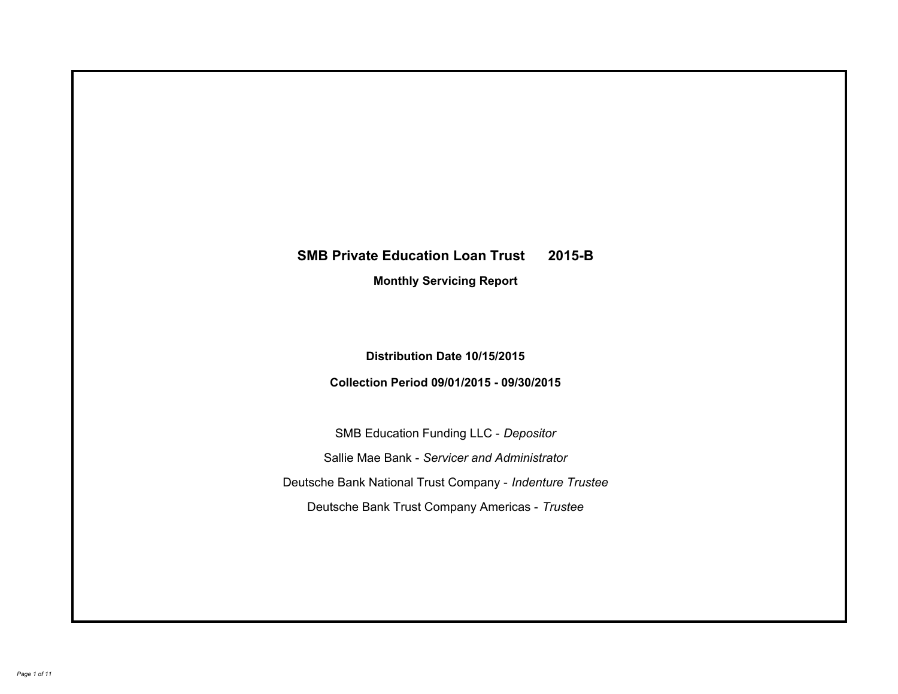# SMB Private Education Loan Trust 2015-B

## Monthly Servicing Report

**Distribution Date 10/15/2015**

**Collection Period 09/01/2015 - 09/30/2015**

SMB Education Funding LLC - *Depositor*

Sallie Mae Bank - *Servicer and Administrator*

Deutsche Bank National Trust Company - *Indenture Trustee*

Deutsche Bank Trust Company Americas - *Trustee*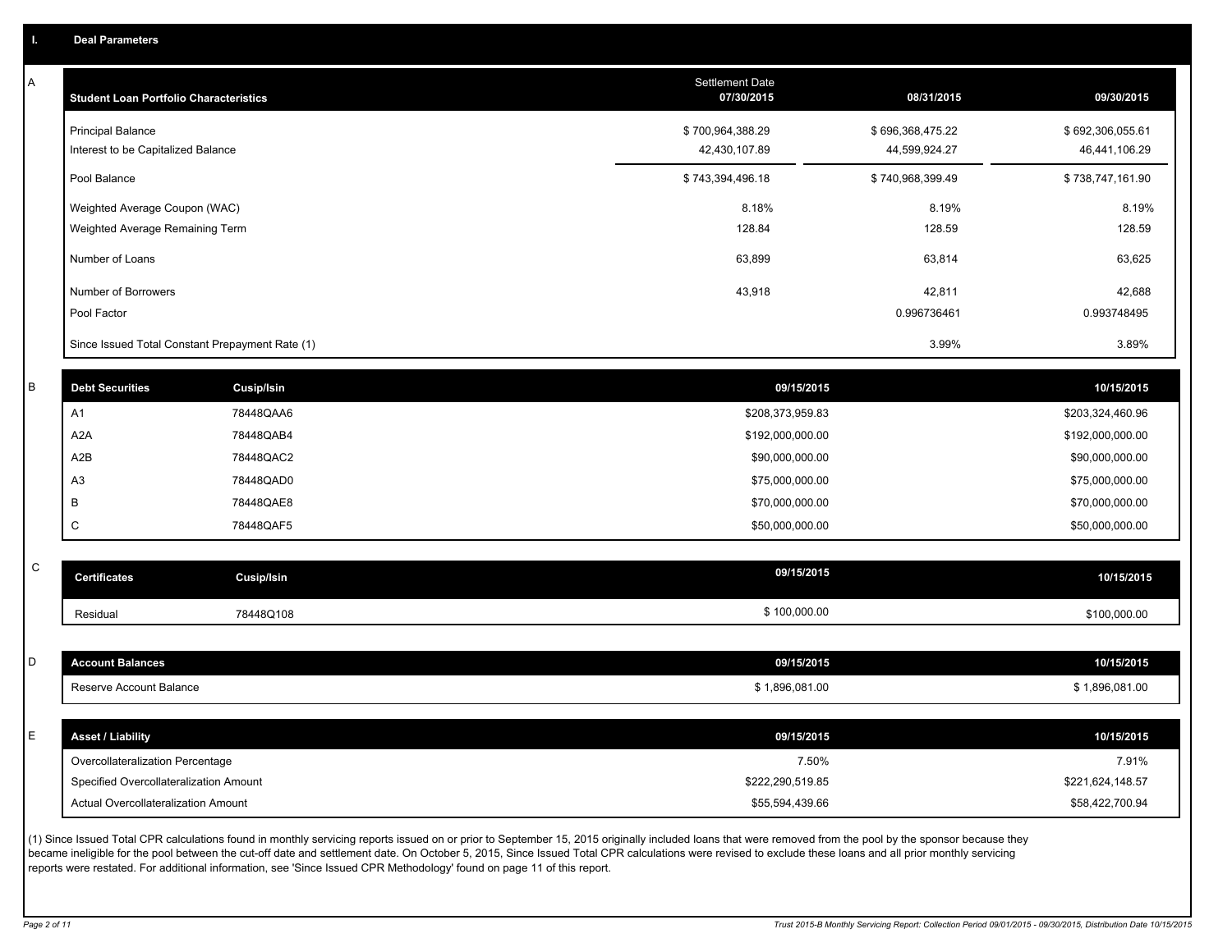## I. Deal Parameters

### A

| Student Loan Portfolio Characteristics | Settlement Date 07/30/2015 | 08/31/2015 | 09/30/2015 |
|---|---|---|---|
| Principal Balance | $ 700,964,388.29 | $ 696,368,475.22 | $ 692,306,055.61 |
| Interest to be Capitalized Balance | 42,430,107.89 | 44,599,924.27 | 46,441,106.29 |
| Pool Balance | $ 743,394,496.18 | $ 740,968,399.49 | $ 738,747,161.90 |
| Weighted Average Coupon (WAC) | 8.18% | 8.19% | 8.19% |
| Weighted Average Remaining Term | 128.84 | 128.59 | 128.59 |
| Number of Loans | 63,899 | 63,814 | 63,625 |
| Number of Borrowers | 43,918 | 42,811 | 42,688 |
| Pool Factor | | 0.996736461 | 0.993748495 |
| Since Issued Total Constant Prepayment Rate (1) | | 3.99% | 3.89% |

### B

| Debt Securities | Cusip/Isin | 09/15/2015 | 10/15/2015 |
|---|---|---|---|
| A1 | 78448QAA6 | $208,373,959.83 | $203,324,460.96 |
| A2A | 78448QAB4 | $192,000,000.00 | $192,000,000.00 |
| A2B | 78448QAC2 | $90,000,000.00 | $90,000,000.00 |
| A3 | 78448QAD0 | $75,000,000.00 | $75,000,000.00 |
| B | 78448QAE8 | $70,000,000.00 | $70,000,000.00 |
| C | 78448QAF5 | $50,000,000.00 | $50,000,000.00 |

### C

| Certificates | Cusip/Isin | 09/15/2015 | 10/15/2015 |
|---|---|---|---|
| Residual | 78448Q108 | $ 100,000.00 | $100,000.00 |

### D

| Account Balances | 09/15/2015 | 10/15/2015 |
|---|---|---|
| Reserve Account Balance | $ 1,896,081.00 | $ 1,896,081.00 |

### E

| Asset / Liability | 09/15/2015 | 10/15/2015 |
|---|---|---|
| Overcollateralization Percentage | 7.50% | 7.91% |
| Specified Overcollateralization Amount | $222,290,519.85 | $221,624,148.57 |
| Actual Overcollateralization Amount | $55,594,439.66 | $58,422,700.94 |

(1) Since Issued Total CPR calculations found in monthly servicing reports issued on or prior to September 15, 2015 originally included loans that were removed from the pool by the sponsor because they became ineligible for the pool between the cut-off date and settlement date. On October 5, 2015, Since Issued Total CPR calculations were revised to exclude these loans and all prior monthly servicing reports were restated. For additional information, see 'Since Issued CPR Methodology' found on page 11 of this report.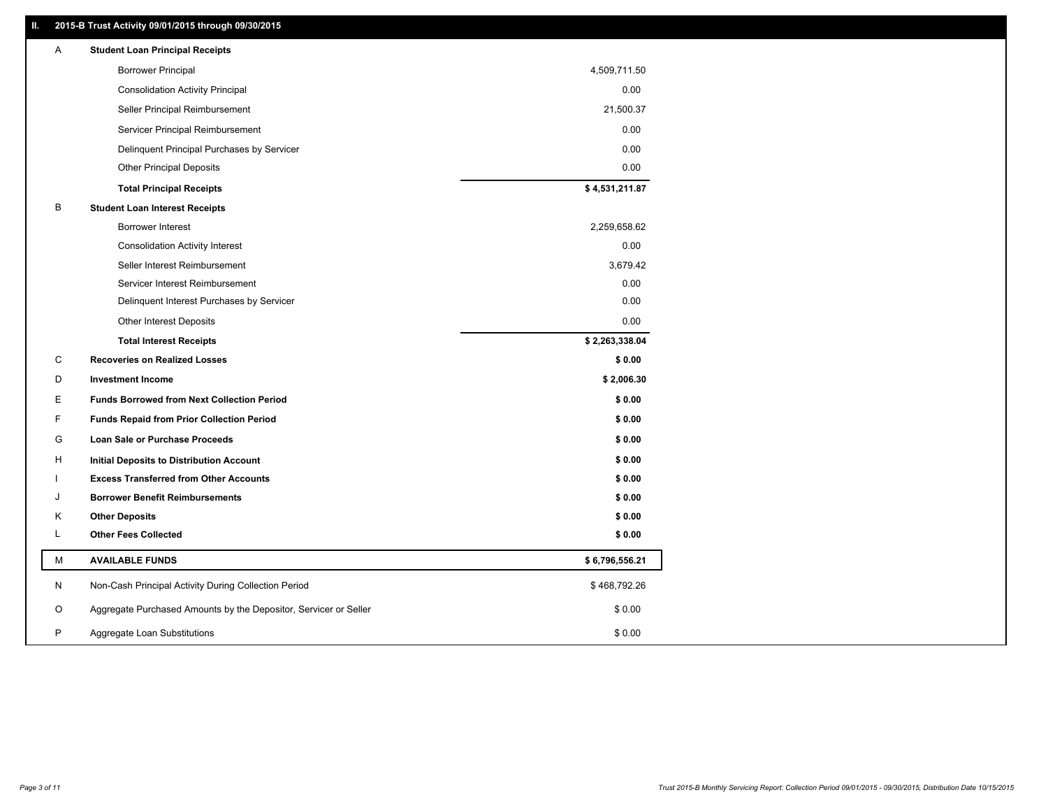## II. 2015-B Trust Activity 09/01/2015 through 09/30/2015

| | | |
|---|---|---|
| A | **Student Loan Principal Receipts** | |
| | Borrower Principal | 4,509,711.50 |
| | Consolidation Activity Principal | 0.00 |
| | Seller Principal Reimbursement | 21,500.37 |
| | Servicer Principal Reimbursement | 0.00 |
| | Delinquent Principal Purchases by Servicer | 0.00 |
| | Other Principal Deposits | 0.00 |
| | **Total Principal Receipts** | **$ 4,531,211.87** |
| B | **Student Loan Interest Receipts** | |
| | Borrower Interest | 2,259,658.62 |
| | Consolidation Activity Interest | 0.00 |
| | Seller Interest Reimbursement | 3,679.42 |
| | Servicer Interest Reimbursement | 0.00 |
| | Delinquent Interest Purchases by Servicer | 0.00 |
| | Other Interest Deposits | 0.00 |
| | **Total Interest Receipts** | **$ 2,263,338.04** |
| C | **Recoveries on Realized Losses** | **$ 0.00** |
| D | **Investment Income** | **$ 2,006.30** |
| E | **Funds Borrowed from Next Collection Period** | **$ 0.00** |
| F | **Funds Repaid from Prior Collection Period** | **$ 0.00** |
| G | **Loan Sale or Purchase Proceeds** | **$ 0.00** |
| H | **Initial Deposits to Distribution Account** | **$ 0.00** |
| I | **Excess Transferred from Other Accounts** | **$ 0.00** |
| J | **Borrower Benefit Reimbursements** | **$ 0.00** |
| K | **Other Deposits** | **$ 0.00** |
| L | **Other Fees Collected** | **$ 0.00** |
| M | **AVAILABLE FUNDS** | **$ 6,796,556.21** |
| N | Non-Cash Principal Activity During Collection Period | $ 468,792.26 |
| O | Aggregate Purchased Amounts by the Depositor, Servicer or Seller | $ 0.00 |
| P | Aggregate Loan Substitutions | $ 0.00 |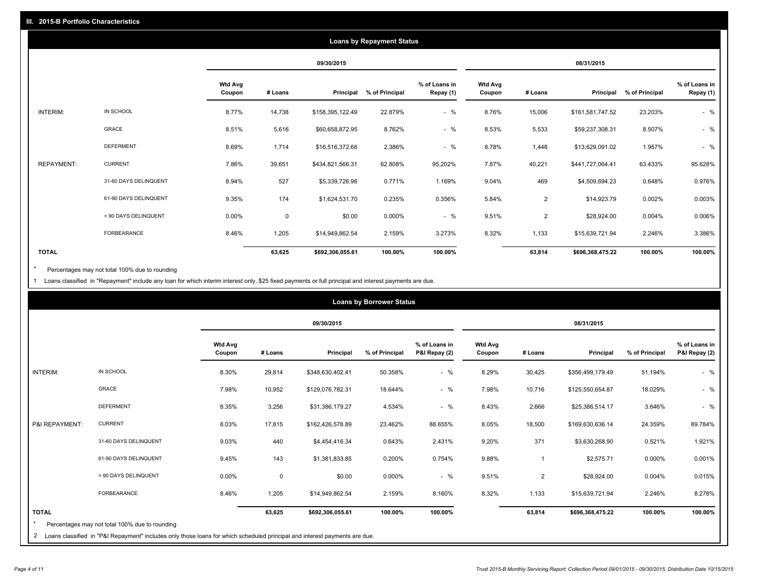## III. 2015-B Portfolio Characteristics

### Loans by Repayment Status

| | | 09/30/2015 | | | | | 08/31/2015 | | | | |
|---|---|---|---|---|---|---|---|---|---|---|---|
| | | Wtd Avg Coupon | # Loans | Principal | % of Principal | % of Loans in Repay (1) | Wtd Avg Coupon | # Loans | Principal | % of Principal | % of Loans in Repay (1) |
| INTERIM: | IN SCHOOL | 8.77% | 14,738 | $158,395,122.49 | 22.879% | - % | 8.76% | 15,006 | $161,581,747.52 | 23.203% | - % |
| | GRACE | 8.51% | 5,616 | $60,658,872.95 | 8.762% | - % | 8.53% | 5,533 | $59,237,308.31 | 8.507% | - % |
| | DEFERMENT | 8.69% | 1,714 | $16,516,372.66 | 2.386% | - % | 8.78% | 1,448 | $13,629,091.02 | 1.957% | - % |
| REPAYMENT: | CURRENT | 7.86% | 39,651 | $434,821,566.31 | 62.808% | 95.202% | 7.87% | 40,221 | $441,727,064.41 | 63.433% | 95.628% |
| | 31-60 DAYS DELINQUENT | 8.94% | 527 | $5,339,726.96 | 0.771% | 1.169% | 9.04% | 469 | $4,509,694.23 | 0.648% | 0.976% |
| | 61-90 DAYS DELINQUENT | 9.35% | 174 | $1,624,531.70 | 0.235% | 0.356% | 5.84% | 2 | $14,923.79 | 0.002% | 0.003% |
| | > 90 DAYS DELINQUENT | 0.00% | 0 | $0.00 | 0.000% | - % | 9.51% | 2 | $28,924.00 | 0.004% | 0.006% |
| | FORBEARANCE | 8.46% | 1,205 | $14,949,862.54 | 2.159% | 3.273% | 8.32% | 1,133 | $15,639,721.94 | 2.246% | 3.386% |
| **TOTAL** | | | **63,625** | **$692,306,055.61** | **100.00%** | **100.00%** | | **63,814** | **$696,368,475.22** | **100.00%** | **100.00%** |

* Percentages may not total 100% due to rounding

1 Loans classified in "Repayment" include any loan for which interim interest only, $25 fixed payments or full principal and interest payments are due.

### Loans by Borrower Status

| | | 09/30/2015 | | | | | 08/31/2015 | | | | |
|---|---|---|---|---|---|---|---|---|---|---|---|
| | | Wtd Avg Coupon | # Loans | Principal | % of Principal | % of Loans in P&I Repay (2) | Wtd Avg Coupon | # Loans | Principal | % of Principal | % of Loans in P&I Repay (2) |
| INTERIM: | IN SCHOOL | 8.30% | 29,814 | $348,630,402.41 | 50.358% | - % | 8.29% | 30,425 | $356,499,179.49 | 51.194% | - % |
| | GRACE | 7.98% | 10,952 | $129,076,782.31 | 18.644% | - % | 7.98% | 10,716 | $125,550,654.87 | 18.029% | - % |
| | DEFERMENT | 8.35% | 3,256 | $31,386,179.27 | 4.534% | - % | 8.43% | 2,666 | $25,386,514.17 | 3.646% | - % |
| P&I REPAYMENT: | CURRENT | 8.03% | 17,815 | $162,426,578.89 | 23.462% | 88.655% | 8.05% | 18,500 | $169,630,636.14 | 24.359% | 89.784% |
| | 31-60 DAYS DELINQUENT | 9.03% | 440 | $4,454,416.34 | 0.643% | 2.431% | 9.20% | 371 | $3,630,268.90 | 0.521% | 1.921% |
| | 61-90 DAYS DELINQUENT | 9.45% | 143 | $1,381,833.85 | 0.200% | 0.754% | 9.88% | 1 | $2,575.71 | 0.000% | 0.001% |
| | > 90 DAYS DELINQUENT | 0.00% | 0 | $0.00 | 0.000% | - % | 9.51% | 2 | $28,924.00 | 0.004% | 0.015% |
| | FORBEARANCE | 8.46% | 1,205 | $14,949,862.54 | 2.159% | 8.160% | 8.32% | 1,133 | $15,639,721.94 | 2.246% | 8.278% |
| **TOTAL** | | | **63,625** | **$692,306,055.61** | **100.00%** | **100.00%** | | **63,814** | **$696,368,475.22** | **100.00%** | **100.00%** |

* Percentages may not total 100% due to rounding

2 Loans classified in "P&I Repayment" includes only those loans for which scheduled principal and interest payments are due.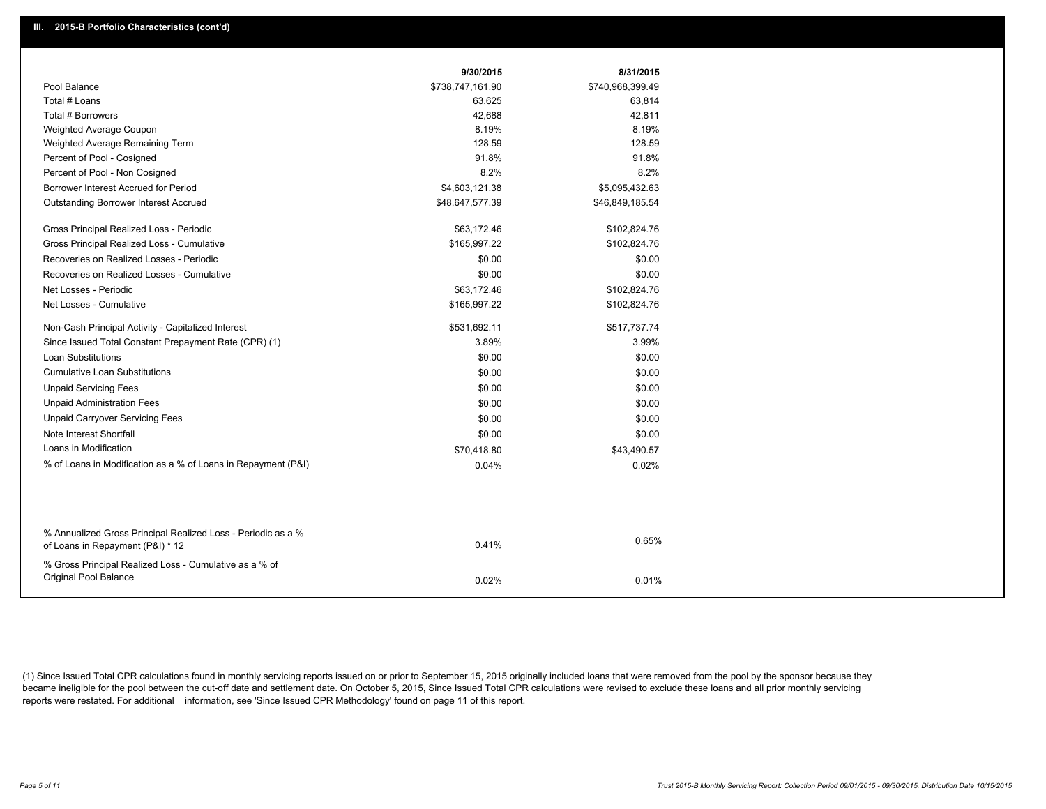## III. 2015-B Portfolio Characteristics (cont'd)

| | 9/30/2015 | 8/31/2015 |
|---|---|---|
| Pool Balance | $738,747,161.90 | $740,968,399.49 |
| Total # Loans | 63,625 | 63,814 |
| Total # Borrowers | 42,688 | 42,811 |
| Weighted Average Coupon | 8.19% | 8.19% |
| Weighted Average Remaining Term | 128.59 | 128.59 |
| Percent of Pool - Cosigned | 91.8% | 91.8% |
| Percent of Pool - Non Cosigned | 8.2% | 8.2% |
| Borrower Interest Accrued for Period | $4,603,121.38 | $5,095,432.63 |
| Outstanding Borrower Interest Accrued | $48,647,577.39 | $46,849,185.54 |
| Gross Principal Realized Loss - Periodic | $63,172.46 | $102,824.76 |
| Gross Principal Realized Loss - Cumulative | $165,997.22 | $102,824.76 |
| Recoveries on Realized Losses - Periodic | $0.00 | $0.00 |
| Recoveries on Realized Losses - Cumulative | $0.00 | $0.00 |
| Net Losses - Periodic | $63,172.46 | $102,824.76 |
| Net Losses - Cumulative | $165,997.22 | $102,824.76 |
| Non-Cash Principal Activity - Capitalized Interest | $531,692.11 | $517,737.74 |
| Since Issued Total Constant Prepayment Rate (CPR) (1) | 3.89% | 3.99% |
| Loan Substitutions | $0.00 | $0.00 |
| Cumulative Loan Substitutions | $0.00 | $0.00 |
| Unpaid Servicing Fees | $0.00 | $0.00 |
| Unpaid Administration Fees | $0.00 | $0.00 |
| Unpaid Carryover Servicing Fees | $0.00 | $0.00 |
| Note Interest Shortfall | $0.00 | $0.00 |
| Loans in Modification | $70,418.80 | $43,490.57 |
| % of Loans in Modification as a % of Loans in Repayment (P&I) | 0.04% | 0.02% |
| % Annualized Gross Principal Realized Loss - Periodic as a % of Loans in Repayment (P&I) * 12 | 0.41% | 0.65% |
| % Gross Principal Realized Loss - Cumulative as a % of Original Pool Balance | 0.02% | 0.01% |

(1) Since Issued Total CPR calculations found in monthly servicing reports issued on or prior to September 15, 2015 originally included loans that were removed from the pool by the sponsor because they became ineligible for the pool between the cut-off date and settlement date. On October 5, 2015, Since Issued Total CPR calculations were revised to exclude these loans and all prior monthly servicing reports were restated. For additional information, see 'Since Issued CPR Methodology' found on page 11 of this report.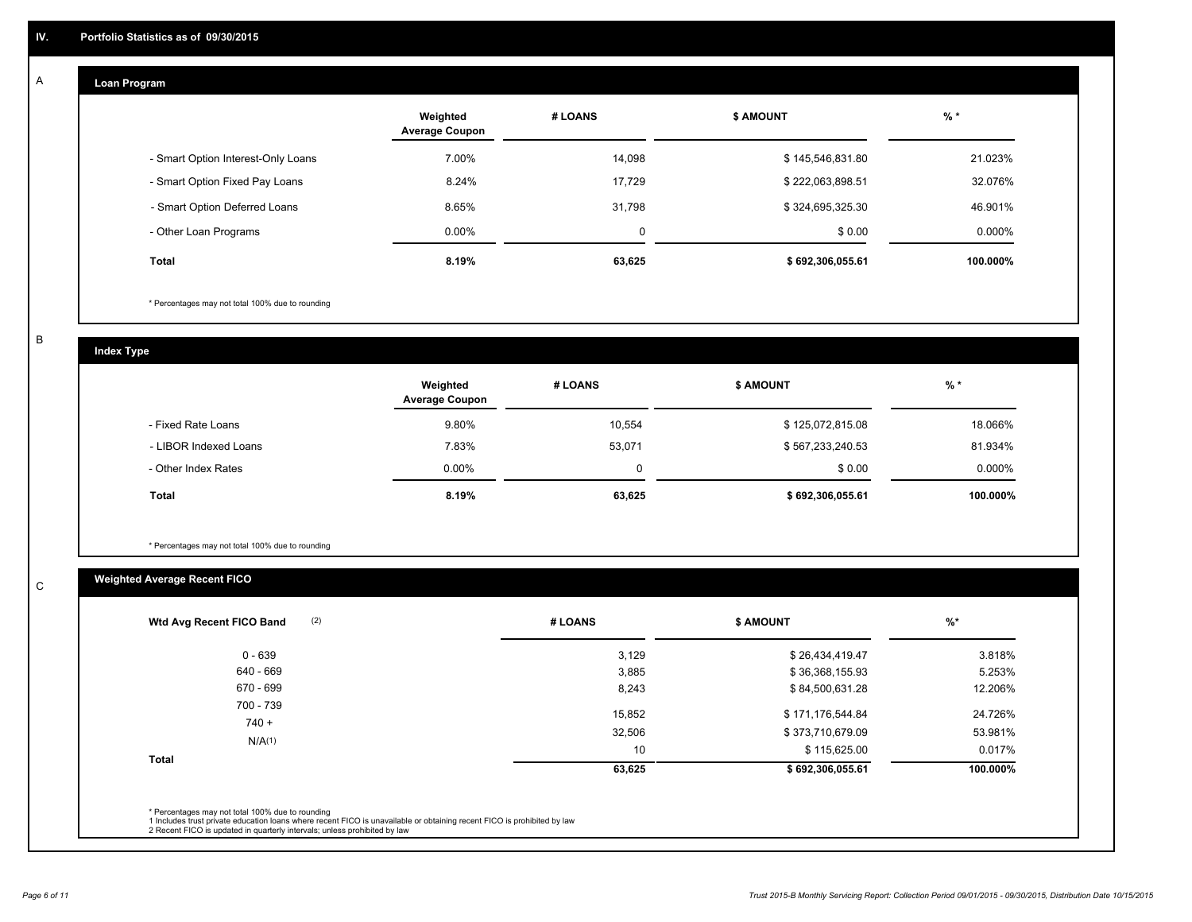## IV. Portfolio Statistics as of 09/30/2015

### A Loan Program

| | Weighted Average Coupon | # LOANS | $ AMOUNT | % * |
|---|---|---|---|---|
| - Smart Option Interest-Only Loans | 7.00% | 14,098 | $ 145,546,831.80 | 21.023% |
| - Smart Option Fixed Pay Loans | 8.24% | 17,729 | $ 222,063,898.51 | 32.076% |
| - Smart Option Deferred Loans | 8.65% | 31,798 | $ 324,695,325.30 | 46.901% |
| - Other Loan Programs | 0.00% | 0 | $ 0.00 | 0.000% |
| **Total** | **8.19%** | **63,625** | **$ 692,306,055.61** | **100.000%** |

* Percentages may not total 100% due to rounding

### B Index Type

| | Weighted Average Coupon | # LOANS | $ AMOUNT | % * |
|---|---|---|---|---|
| - Fixed Rate Loans | 9.80% | 10,554 | $ 125,072,815.08 | 18.066% |
| - LIBOR Indexed Loans | 7.83% | 53,071 | $ 567,233,240.53 | 81.934% |
| - Other Index Rates | 0.00% | 0 | $ 0.00 | 0.000% |
| **Total** | **8.19%** | **63,625** | **$ 692,306,055.61** | **100.000%** |

* Percentages may not total 100% due to rounding

### C Weighted Average Recent FICO

| Wtd Avg Recent FICO Band (2) | # LOANS | $ AMOUNT | %* |
|---|---|---|---|
| 0 - 639 | 3,129 | $ 26,434,419.47 | 3.818% |
| 640 - 669 | 3,885 | $ 36,368,155.93 | 5.253% |
| 670 - 699 | 8,243 | $ 84,500,631.28 | 12.206% |
| 700 - 739 | 15,852 | $ 171,176,544.84 | 24.726% |
| 740 + | 32,506 | $ 373,710,679.09 | 53.981% |
| N/A(1) | 10 | $ 115,625.00 | 0.017% |
| **Total** | **63,625** | **$ 692,306,055.61** | **100.000%** |

* Percentages may not total 100% due to rounding
1 Includes trust private education loans where recent FICO is unavailable or obtaining recent FICO is prohibited by law
2 Recent FICO is updated in quarterly intervals; unless prohibited by law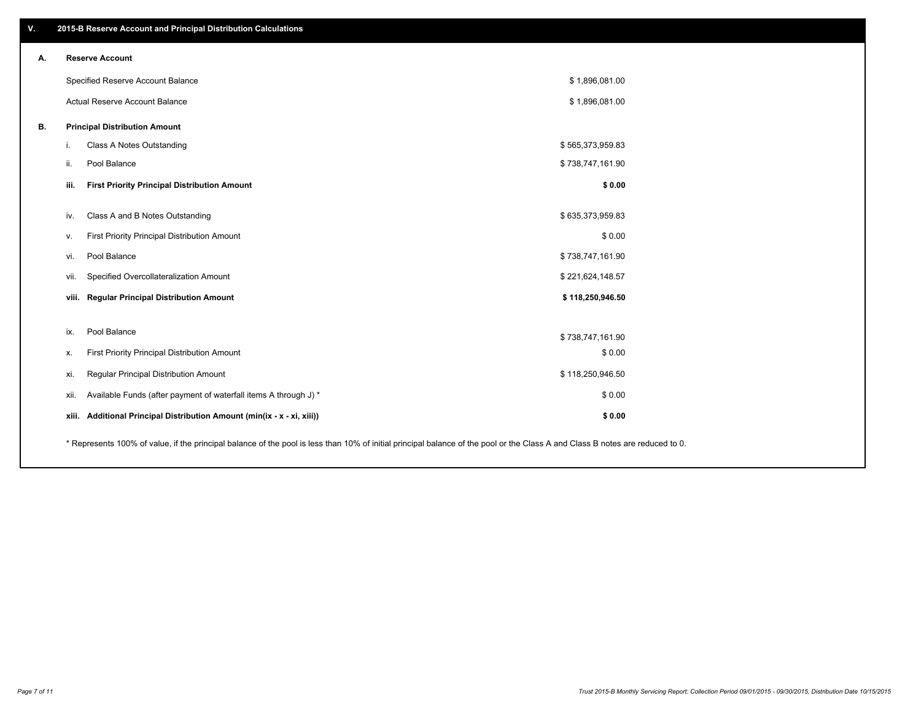## V. 2015-B Reserve Account and Principal Distribution Calculations

### A. Reserve Account

| | |
|---|---|
| Specified Reserve Account Balance | $ 1,896,081.00 |
| Actual Reserve Account Balance | $ 1,896,081.00 |

### B. Principal Distribution Amount

| | | |
|---|---|---|
| i. | Class A Notes Outstanding | $ 565,373,959.83 |
| ii. | Pool Balance | $ 738,747,161.90 |
| **iii.** | **First Priority Principal Distribution Amount** | **$ 0.00** |
| iv. | Class A and B Notes Outstanding | $ 635,373,959.83 |
| v. | First Priority Principal Distribution Amount | $ 0.00 |
| vi. | Pool Balance | $ 738,747,161.90 |
| vii. | Specified Overcollateralization Amount | $ 221,624,148.57 |
| **viii.** | **Regular Principal Distribution Amount** | **$ 118,250,946.50** |
| ix. | Pool Balance | $ 738,747,161.90 |
| x. | First Priority Principal Distribution Amount | $ 0.00 |
| xi. | Regular Principal Distribution Amount | $ 118,250,946.50 |
| xii. | Available Funds (after payment of waterfall items A through J) * | $ 0.00 |
| **xiii.** | **Additional Principal Distribution Amount (min(ix - x - xi, xiii))** | **$ 0.00** |

* Represents 100% of value, if the principal balance of the pool is less than 10% of initial principal balance of the pool or the Class A and Class B notes are reduced to 0.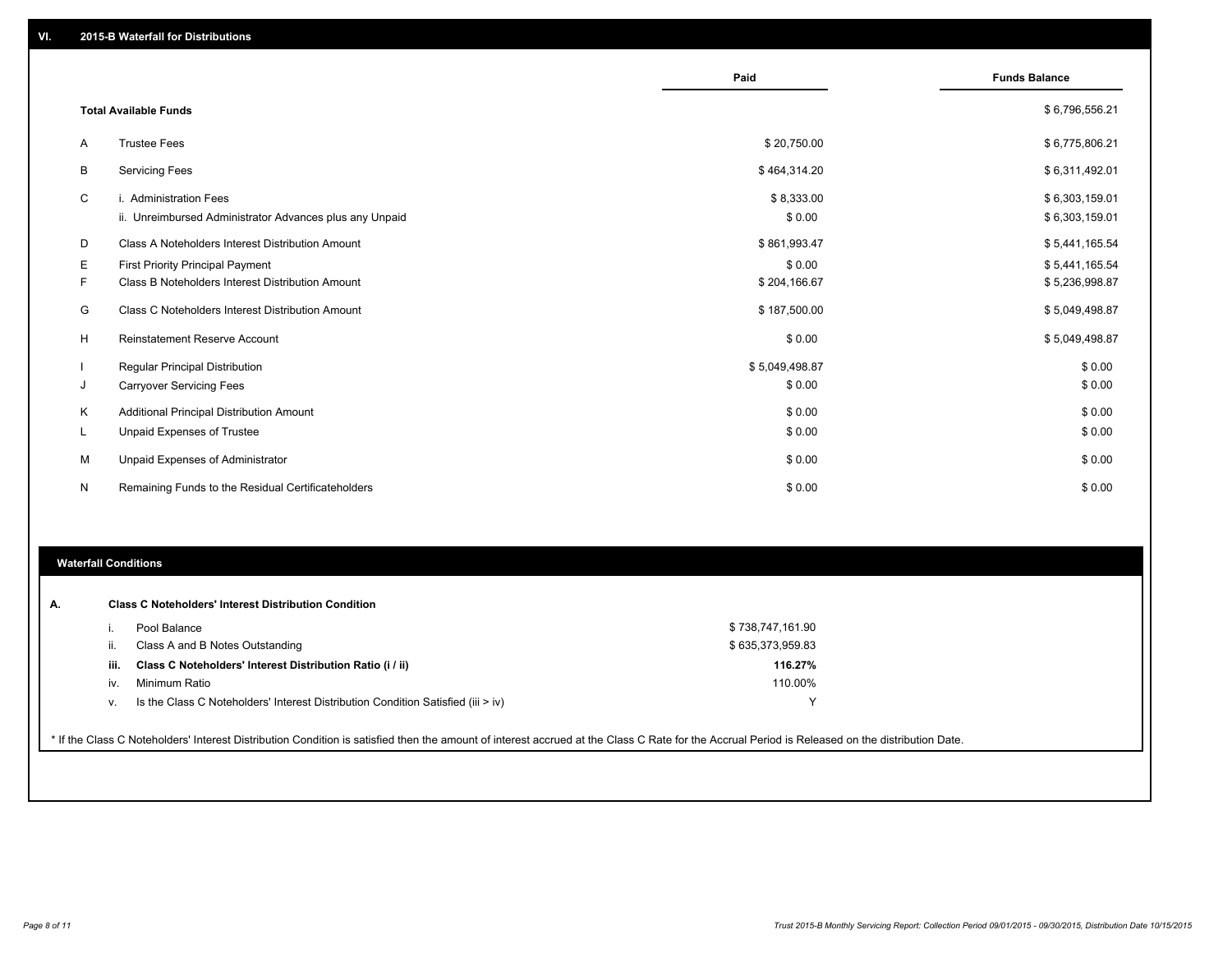## VI. 2015-B Waterfall for Distributions

| | | Paid | Funds Balance |
|---|---|---|---|
| | **Total Available Funds** | | $ 6,796,556.21 |
| A | Trustee Fees | $ 20,750.00 | $ 6,775,806.21 |
| B | Servicing Fees | $ 464,314.20 | $ 6,311,492.01 |
| C | i. Administration Fees | $ 8,333.00 | $ 6,303,159.01 |
| | ii. Unreimbursed Administrator Advances plus any Unpaid | $ 0.00 | $ 6,303,159.01 |
| D | Class A Noteholders Interest Distribution Amount | $ 861,993.47 | $ 5,441,165.54 |
| E | First Priority Principal Payment | $ 0.00 | $ 5,441,165.54 |
| F | Class B Noteholders Interest Distribution Amount | $ 204,166.67 | $ 5,236,998.87 |
| G | Class C Noteholders Interest Distribution Amount | $ 187,500.00 | $ 5,049,498.87 |
| H | Reinstatement Reserve Account | $ 0.00 | $ 5,049,498.87 |
| I | Regular Principal Distribution | $ 5,049,498.87 | $ 0.00 |
| J | Carryover Servicing Fees | $ 0.00 | $ 0.00 |
| K | Additional Principal Distribution Amount | $ 0.00 | $ 0.00 |
| L | Unpaid Expenses of Trustee | $ 0.00 | $ 0.00 |
| M | Unpaid Expenses of Administrator | $ 0.00 | $ 0.00 |
| N | Remaining Funds to the Residual Certificateholders | $ 0.00 | $ 0.00 |

### Waterfall Conditions

**A. Class C Noteholders' Interest Distribution Condition**

| | | |
|---|---|---|
| i. | Pool Balance | $ 738,747,161.90 |
| ii. | Class A and B Notes Outstanding | $ 635,373,959.83 |
| **iii.** | **Class C Noteholders' Interest Distribution Ratio (i / ii)** | **116.27%** |
| iv. | Minimum Ratio | 110.00% |
| v. | Is the Class C Noteholders' Interest Distribution Condition Satisfied (iii > iv) | Y |

* If the Class C Noteholders' Interest Distribution Condition is satisfied then the amount of interest accrued at the Class C Rate for the Accrual Period is Released on the distribution Date.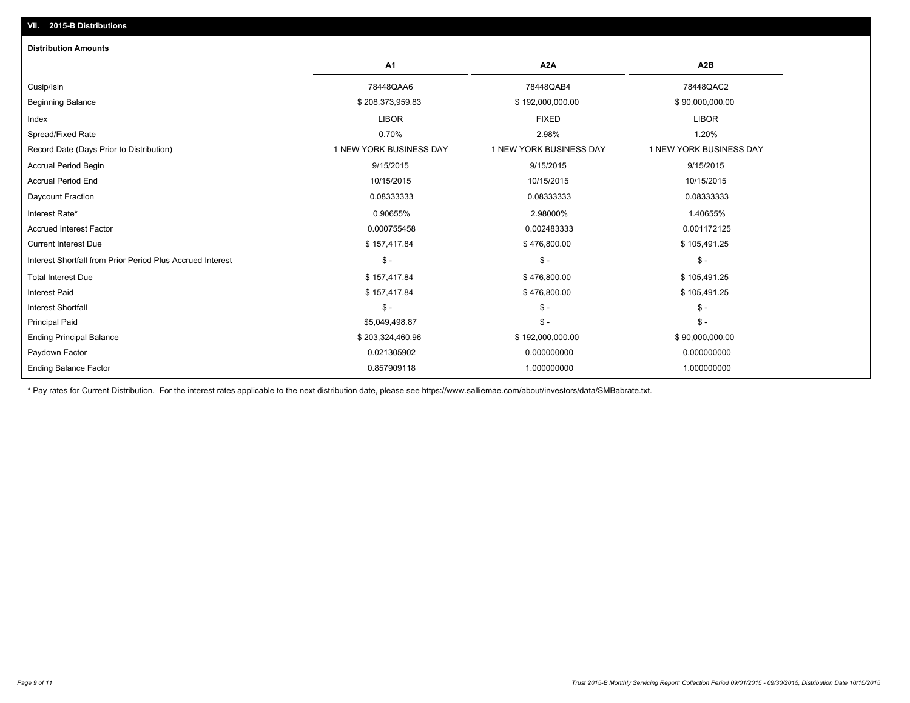## VII. 2015-B Distributions

### Distribution Amounts

| | A1 | A2A | A2B |
|---|---|---|---|
| Cusip/Isin | 78448QAA6 | 78448QAB4 | 78448QAC2 |
| Beginning Balance | $ 208,373,959.83 | $ 192,000,000.00 | $ 90,000,000.00 |
| Index | LIBOR | FIXED | LIBOR |
| Spread/Fixed Rate | 0.70% | 2.98% | 1.20% |
| Record Date (Days Prior to Distribution) | 1 NEW YORK BUSINESS DAY | 1 NEW YORK BUSINESS DAY | 1 NEW YORK BUSINESS DAY |
| Accrual Period Begin | 9/15/2015 | 9/15/2015 | 9/15/2015 |
| Accrual Period End | 10/15/2015 | 10/15/2015 | 10/15/2015 |
| Daycount Fraction | 0.08333333 | 0.08333333 | 0.08333333 |
| Interest Rate* | 0.90655% | 2.98000% | 1.40655% |
| Accrued Interest Factor | 0.000755458 | 0.002483333 | 0.001172125 |
| Current Interest Due | $ 157,417.84 | $ 476,800.00 | $ 105,491.25 |
| Interest Shortfall from Prior Period Plus Accrued Interest | $ - | $ - | $ - |
| Total Interest Due | $ 157,417.84 | $ 476,800.00 | $ 105,491.25 |
| Interest Paid | $ 157,417.84 | $ 476,800.00 | $ 105,491.25 |
| Interest Shortfall | $ - | $ - | $ - |
| Principal Paid | $5,049,498.87 | $ - | $ - |
| Ending Principal Balance | $ 203,324,460.96 | $ 192,000,000.00 | $ 90,000,000.00 |
| Paydown Factor | 0.021305902 | 0.000000000 | 0.000000000 |
| Ending Balance Factor | 0.857909118 | 1.000000000 | 1.000000000 |

* Pay rates for Current Distribution. For the interest rates applicable to the next distribution date, please see https://www.salliemae.com/about/investors/data/SMBabrate.txt.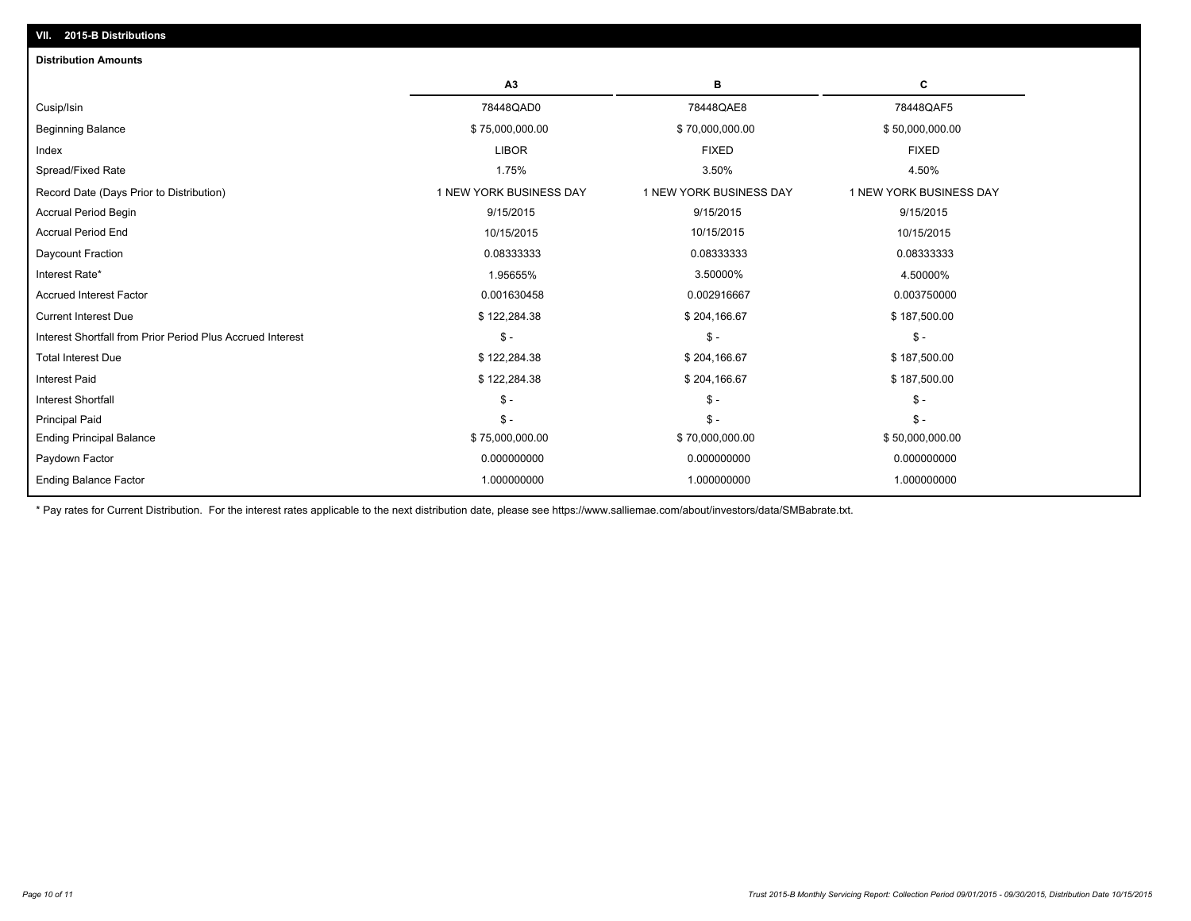## VII. 2015-B Distributions

### Distribution Amounts

| | A3 | B | C |
|---|---|---|---|
| Cusip/Isin | 78448QAD0 | 78448QAE8 | 78448QAF5 |
| Beginning Balance | $ 75,000,000.00 | $ 70,000,000.00 | $ 50,000,000.00 |
| Index | LIBOR | FIXED | FIXED |
| Spread/Fixed Rate | 1.75% | 3.50% | 4.50% |
| Record Date (Days Prior to Distribution) | 1 NEW YORK BUSINESS DAY | 1 NEW YORK BUSINESS DAY | 1 NEW YORK BUSINESS DAY |
| Accrual Period Begin | 9/15/2015 | 9/15/2015 | 9/15/2015 |
| Accrual Period End | 10/15/2015 | 10/15/2015 | 10/15/2015 |
| Daycount Fraction | 0.08333333 | 0.08333333 | 0.08333333 |
| Interest Rate* | 1.95655% | 3.50000% | 4.50000% |
| Accrued Interest Factor | 0.001630458 | 0.002916667 | 0.003750000 |
| Current Interest Due | $ 122,284.38 | $ 204,166.67 | $ 187,500.00 |
| Interest Shortfall from Prior Period Plus Accrued Interest | $ - | $ - | $ - |
| Total Interest Due | $ 122,284.38 | $ 204,166.67 | $ 187,500.00 |
| Interest Paid | $ 122,284.38 | $ 204,166.67 | $ 187,500.00 |
| Interest Shortfall | $ - | $ - | $ - |
| Principal Paid | $ - | $ - | $ - |
| Ending Principal Balance | $ 75,000,000.00 | $ 70,000,000.00 | $ 50,000,000.00 |
| Paydown Factor | 0.000000000 | 0.000000000 | 0.000000000 |
| Ending Balance Factor | 1.000000000 | 1.000000000 | 1.000000000 |

* Pay rates for Current Distribution. For the interest rates applicable to the next distribution date, please see https://www.salliemae.com/about/investors/data/SMBabrate.txt.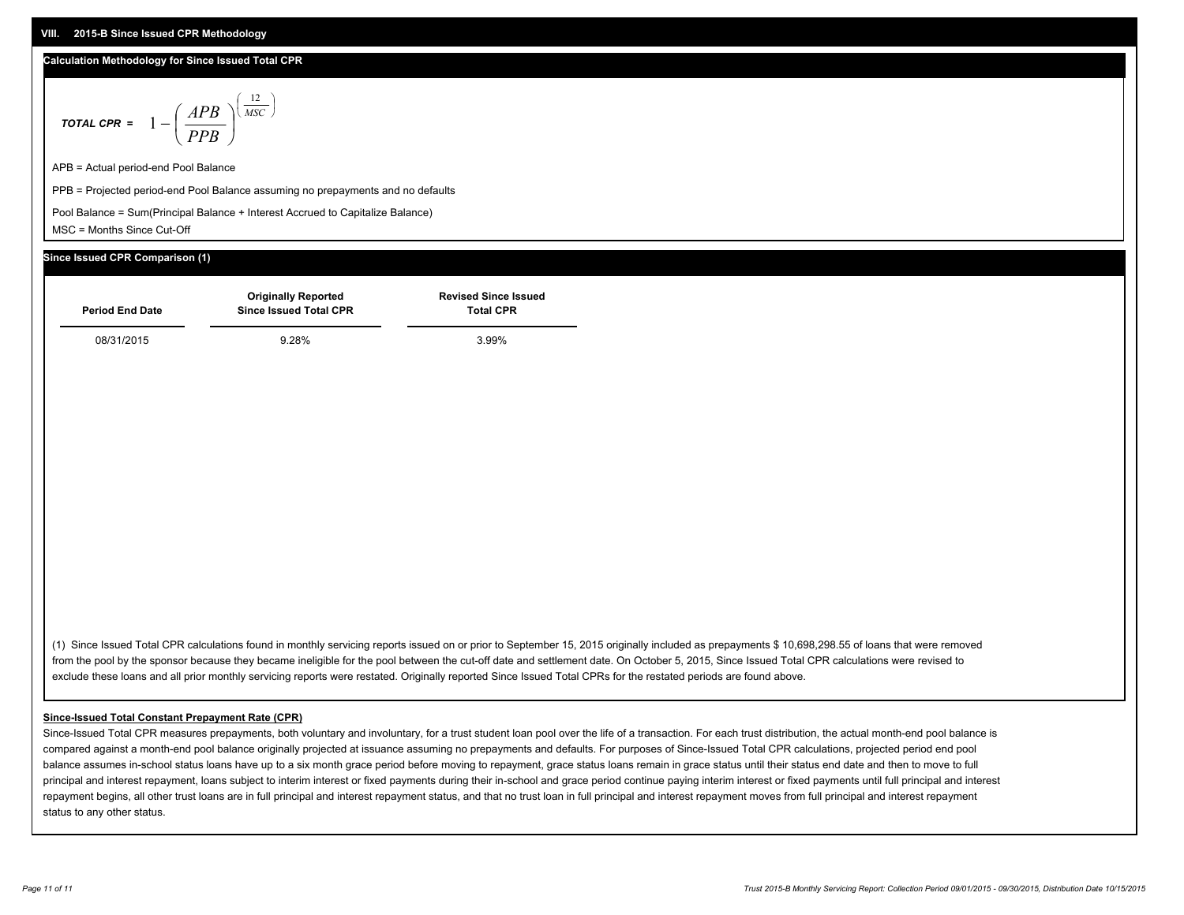## VIII. 2015-B Since Issued CPR Methodology

### Calculation Methodology for Since Issued Total CPR

$$\textit{TOTAL CPR} = 1 - \left(\frac{APB}{PPB}\right)^{\left(\frac{12}{MSC}\right)}$$

APB = Actual period-end Pool Balance

PPB = Projected period-end Pool Balance assuming no prepayments and no defaults

Pool Balance = Sum(Principal Balance + Interest Accrued to Capitalize Balance)

MSC = Months Since Cut-Off

### Since Issued CPR Comparison (1)

| Period End Date | Originally Reported Since Issued Total CPR | Revised Since Issued Total CPR |
| --- | --- | --- |
| 08/31/2015 | 9.28% | 3.99% |

(1) Since Issued Total CPR calculations found in monthly servicing reports issued on or prior to September 15, 2015 originally included as prepayments $ 10,698,298.55 of loans that were removed from the pool by the sponsor because they became ineligible for the pool between the cut-off date and settlement date. On October 5, 2015, Since Issued Total CPR calculations were revised to exclude these loans and all prior monthly servicing reports were restated. Originally reported Since Issued Total CPRs for the restated periods are found above.

**Since-Issued Total Constant Prepayment Rate (CPR)**

Since-Issued Total CPR measures prepayments, both voluntary and involuntary, for a trust student loan pool over the life of a transaction. For each trust distribution, the actual month-end pool balance is compared against a month-end pool balance originally projected at issuance assuming no prepayments and defaults. For purposes of Since-Issued Total CPR calculations, projected period end pool balance assumes in-school status loans have up to a six month grace period before moving to repayment, grace status loans remain in grace status until their status end date and then to move to full principal and interest repayment, loans subject to interim interest or fixed payments during their in-school and grace period continue paying interim interest or fixed payments until full principal and interest repayment begins, all other trust loans are in full principal and interest repayment status, and that no trust loan in full principal and interest repayment moves from full principal and interest repayment status to any other status.